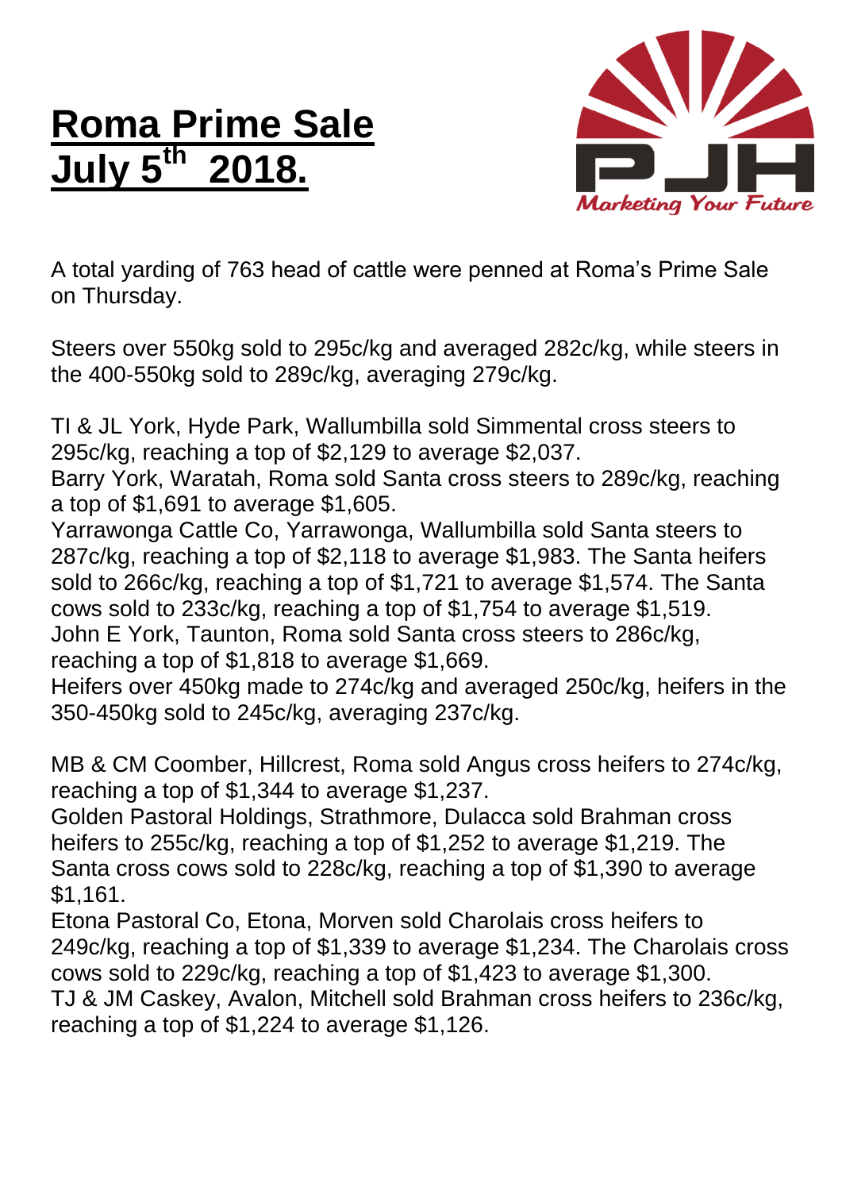# Roma Prime Sale July 5th 2018.

Marketing Your Future

A total yarding of 763 head of cattle were penned at Roma's Prime Sale on Thursday.

Steers over 550kg sold to 295c/kg and averaged 282c/kg, while steers in the 400-550kg sold to 289c/kg, averaging 279c/kg.

TI & JL York, Hyde Park, Wallumbilla sold Simmental cross steers to 295c/kg, reaching a top of $2,129 to average $2,037.
Barry York, Waratah, Roma sold Santa cross steers to 289c/kg, reaching a top of $1,691 to average $1,605.
Yarrawonga Cattle Co, Yarrawonga, Wallumbilla sold Santa steers to 287c/kg, reaching a top of $2,118 to average $1,983. The Santa heifers sold to 266c/kg, reaching a top of $1,721 to average $1,574. The Santa cows sold to 233c/kg, reaching a top of $1,754 to average $1,519.
John E York, Taunton, Roma sold Santa cross steers to 286c/kg, reaching a top of $1,818 to average $1,669.
Heifers over 450kg made to 274c/kg and averaged 250c/kg, heifers in the 350-450kg sold to 245c/kg, averaging 237c/kg.

MB & CM Coomber, Hillcrest, Roma sold Angus cross heifers to 274c/kg, reaching a top of $1,344 to average $1,237.
Golden Pastoral Holdings, Strathmore, Dulacca sold Brahman cross heifers to 255c/kg, reaching a top of $1,252 to average $1,219. The Santa cross cows sold to 228c/kg, reaching a top of $1,390 to average $1,161.
Etona Pastoral Co, Etona, Morven sold Charolais cross heifers to 249c/kg, reaching a top of $1,339 to average $1,234. The Charolais cross cows sold to 229c/kg, reaching a top of $1,423 to average $1,300.
TJ & JM Caskey, Avalon, Mitchell sold Brahman cross heifers to 236c/kg, reaching a top of $1,224 to average $1,126.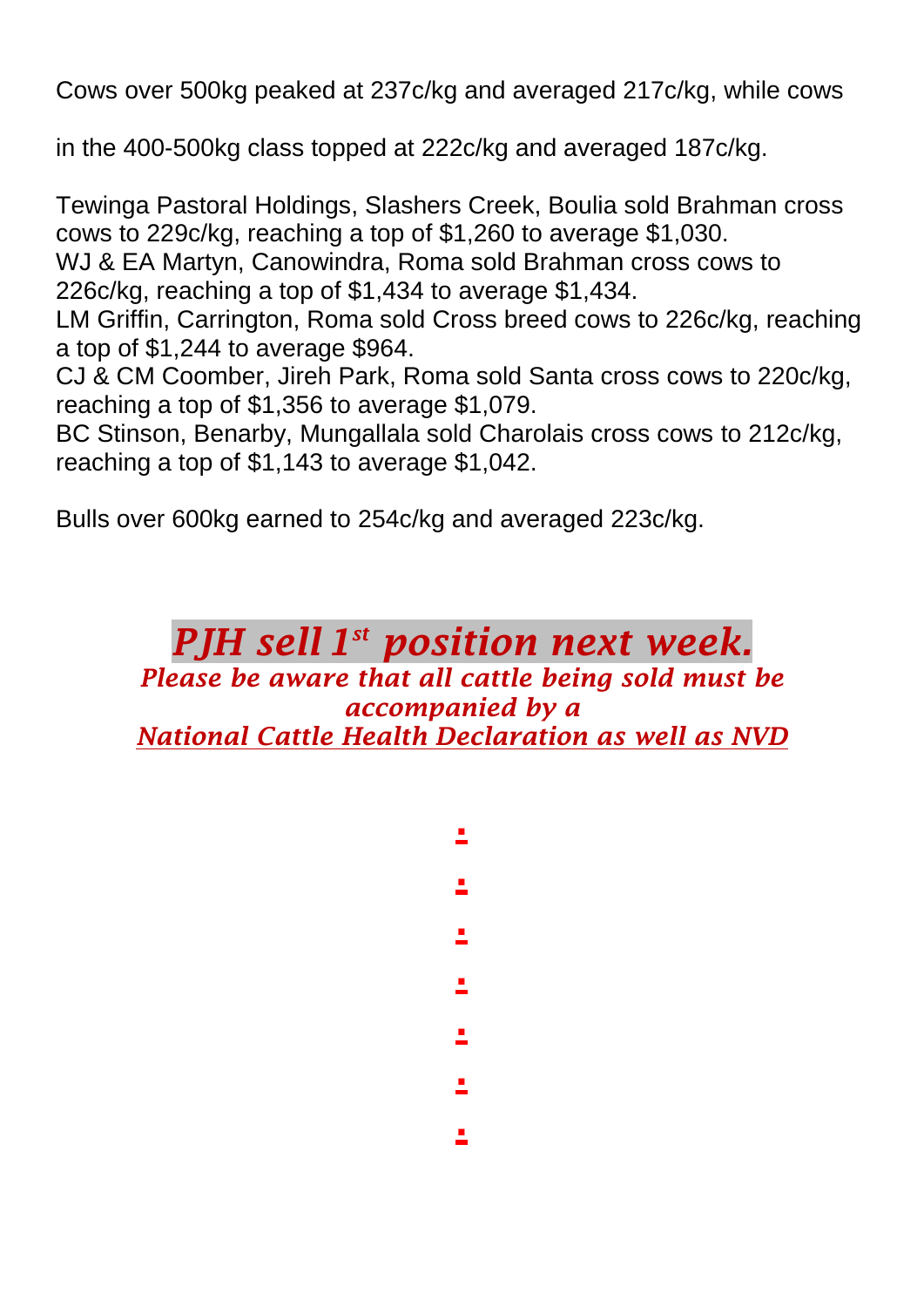Cows over 500kg peaked at 237c/kg and averaged 217c/kg, while cows in the 400-500kg class topped at 222c/kg and averaged 187c/kg.

Tewinga Pastoral Holdings, Slashers Creek, Boulia sold Brahman cross cows to 229c/kg, reaching a top of $1,260 to average $1,030.
WJ & EA Martyn, Canowindra, Roma sold Brahman cross cows to 226c/kg, reaching a top of $1,434 to average $1,434.
LM Griffin, Carrington, Roma sold Cross breed cows to 226c/kg, reaching a top of $1,244 to average $964.
CJ & CM Coomber, Jireh Park, Roma sold Santa cross cows to 220c/kg, reaching a top of $1,356 to average $1,079.
BC Stinson, Benarby, Mungallala sold Charolais cross cows to 212c/kg, reaching a top of $1,143 to average $1,042.

Bulls over 600kg earned to 254c/kg and averaged 223c/kg.

## *PJH sell 1st position next week.*

***Please be aware that all cattle being sold must be accompanied by a National Cattle Health Declaration as well as NVD***

.

.

.

.

.

.

.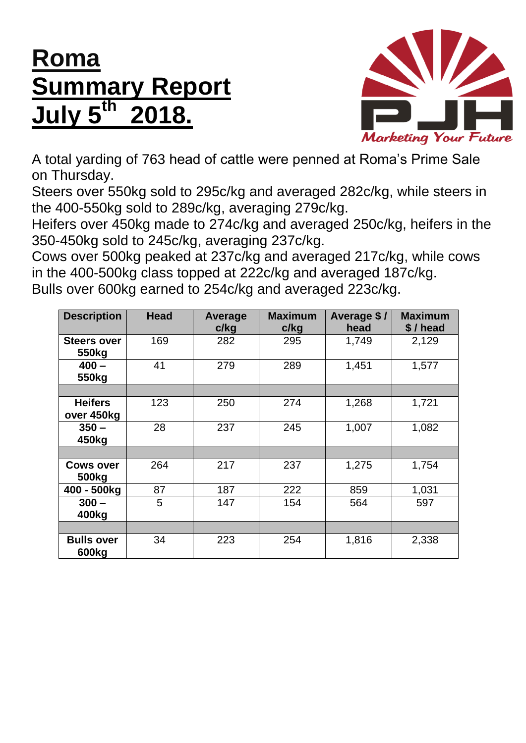# Roma Summary Report July 5th 2018.

Marketing Your Future

A total yarding of 763 head of cattle were penned at Roma's Prime Sale on Thursday.
Steers over 550kg sold to 295c/kg and averaged 282c/kg, while steers in the 400-550kg sold to 289c/kg, averaging 279c/kg.
Heifers over 450kg made to 274c/kg and averaged 250c/kg, heifers in the 350-450kg sold to 245c/kg, averaging 237c/kg.
Cows over 500kg peaked at 237c/kg and averaged 217c/kg, while cows in the 400-500kg class topped at 222c/kg and averaged 187c/kg.
Bulls over 600kg earned to 254c/kg and averaged 223c/kg.

| Description | Head | Average c/kg | Maximum c/kg | Average $ / head | Maximum $ / head |
|---|---|---|---|---|---|
| **Steers over 550kg** | 169 | 282 | 295 | 1,749 | 2,129 |
| **400 – 550kg** | 41 | 279 | 289 | 1,451 | 1,577 |
| | | | | | |
| **Heifers over 450kg** | 123 | 250 | 274 | 1,268 | 1,721 |
| **350 – 450kg** | 28 | 237 | 245 | 1,007 | 1,082 |
| | | | | | |
| **Cows over 500kg** | 264 | 217 | 237 | 1,275 | 1,754 |
| **400 - 500kg** | 87 | 187 | 222 | 859 | 1,031 |
| **300 – 400kg** | 5 | 147 | 154 | 564 | 597 |
| | | | | | |
| **Bulls over 600kg** | 34 | 223 | 254 | 1,816 | 2,338 |